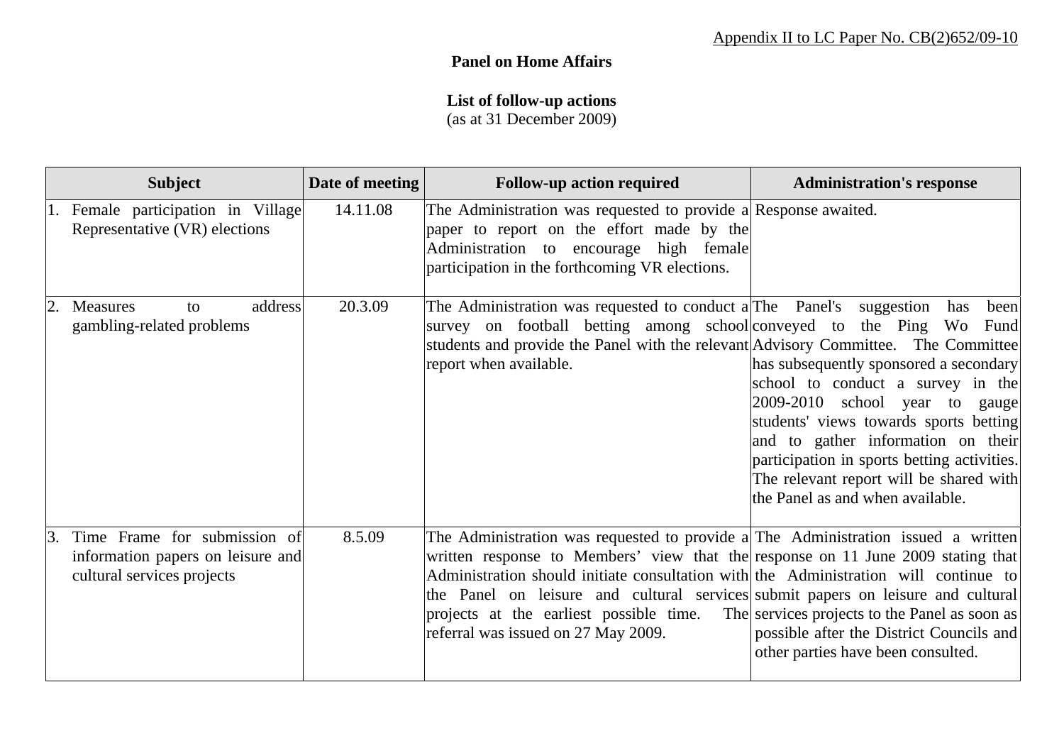Appendix II to LC Paper No. CB(2)652/09-10

**Panel on Home Affairs**

**List of follow-up actions**
(as at 31 December 2009)

| Subject | Date of meeting | Follow-up action required | Administration's response |
|---|---|---|---|
| 1. Female participation in Village Representative (VR) elections | 14.11.08 | The Administration was requested to provide a paper to report on the effort made by the Administration to encourage high female participation in the forthcoming VR elections. | Response awaited. |
| 2. Measures to address gambling-related problems | 20.3.09 | The Administration was requested to conduct a survey on football betting among school students and provide the Panel with the relevant report when available. | The Panel's suggestion has been conveyed to the Ping Wo Fund Advisory Committee. The Committee has subsequently sponsored a secondary school to conduct a survey in the 2009-2010 school year to gauge students' views towards sports betting and to gather information on their participation in sports betting activities. The relevant report will be shared with the Panel as and when available. |
| 3. Time Frame for submission of information papers on leisure and cultural services projects | 8.5.09 | The Administration was requested to provide a written response to Members' view that the Administration should initiate consultation with the Panel on leisure and cultural services projects at the earliest possible time. The referral was issued on 27 May 2009. | The Administration issued a written response on 11 June 2009 stating that the Administration will continue to submit papers on leisure and cultural services projects to the Panel as soon as possible after the District Councils and other parties have been consulted. |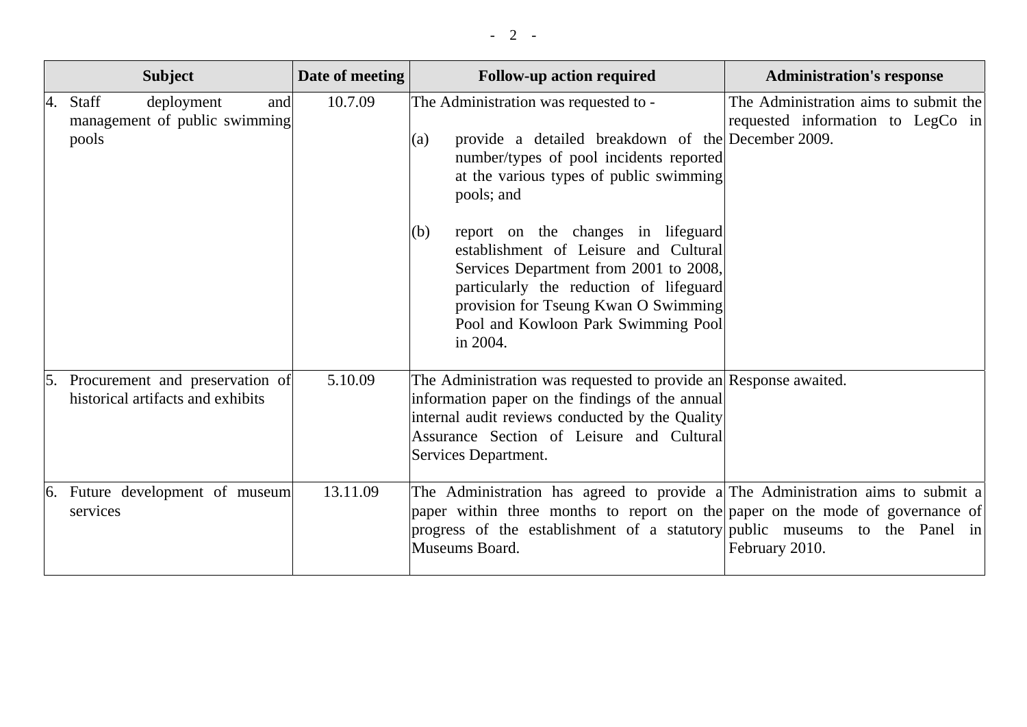| Subject | Date of meeting | Follow-up action required | Administration's response |
|---|---|---|---|
| 4. Staff deployment and management of public swimming pools | 10.7.09 | The Administration was requested to - <br><br> (a) provide a detailed breakdown of the number/types of pool incidents reported at the various types of public swimming pools; and <br><br> (b) report on the changes in lifeguard establishment of Leisure and Cultural Services Department from 2001 to 2008, particularly the reduction of lifeguard provision for Tseung Kwan O Swimming Pool and Kowloon Park Swimming Pool in 2004. | The Administration aims to submit the requested information to LegCo in December 2009. |
| 5. Procurement and preservation of historical artifacts and exhibits | 5.10.09 | The Administration was requested to provide an information paper on the findings of the annual internal audit reviews conducted by the Quality Assurance Section of Leisure and Cultural Services Department. | Response awaited. |
| 6. Future development of museum services | 13.11.09 | The Administration has agreed to provide a paper within three months to report on the progress of the establishment of a statutory Museums Board. | The Administration aims to submit a paper on the mode of governance of public museums to the Panel in February 2010. |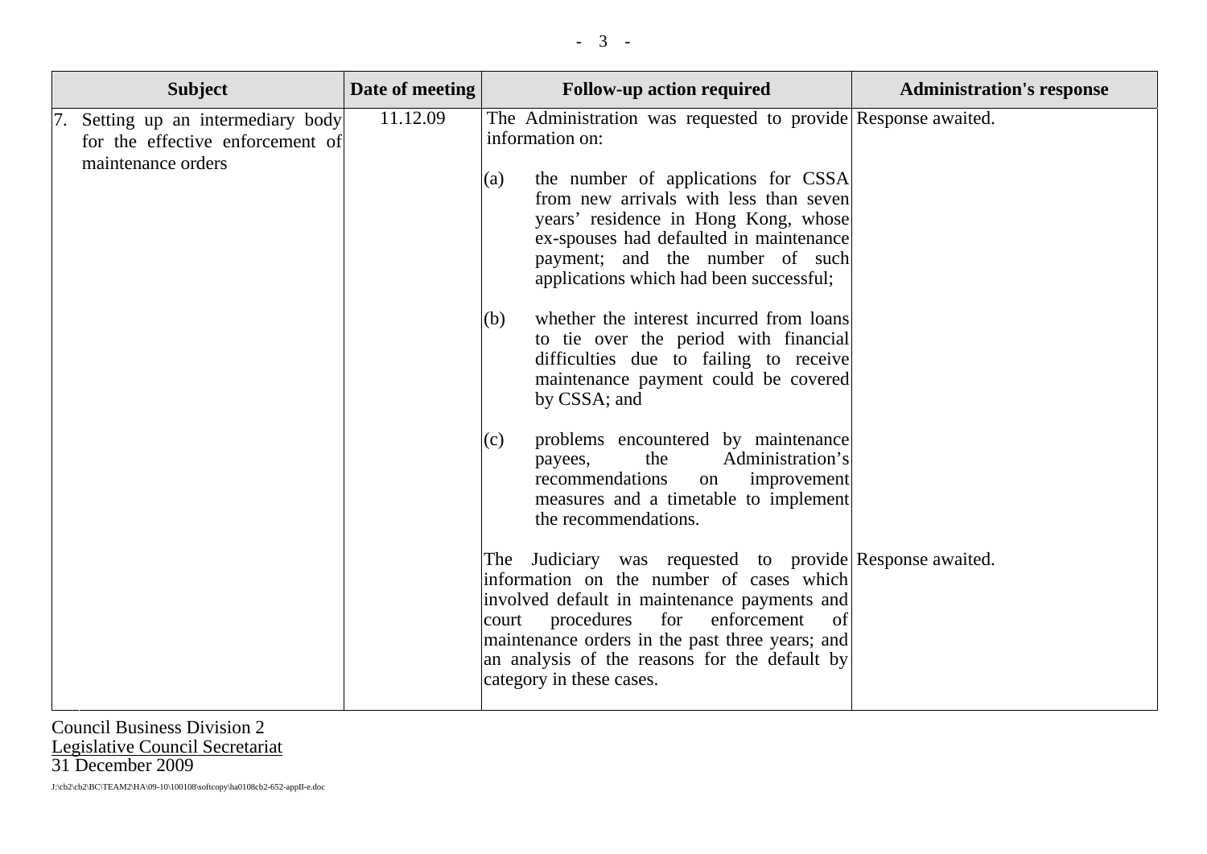| Subject | Date of meeting | Follow-up action required | Administration's response |
|---|---|---|---|
| 7. Setting up an intermediary body for the effective enforcement of maintenance orders | 11.12.09 | The Administration was requested to provide information on:<br><br>(a) the number of applications for CSSA from new arrivals with less than seven years' residence in Hong Kong, whose ex-spouses had defaulted in maintenance payment; and the number of such applications which had been successful;<br><br>(b) whether the interest incurred from loans to tie over the period with financial difficulties due to failing to receive maintenance payment could be covered by CSSA; and<br><br>(c) problems encountered by maintenance payees, the Administration's recommendations on improvement measures and a timetable to implement the recommendations. | Response awaited. |
| | | The Judiciary was requested to provide information on the number of cases which involved default in maintenance payments and court procedures for enforcement of maintenance orders in the past three years; and an analysis of the reasons for the default by category in these cases. | Response awaited. |

Council Business Division 2
Legislative Council Secretariat
31 December 2009

J:\cb2\cb2\BC\TEAM2\HA\09-10\100108\softcopy\ha0108cb2-652-appII-e.doc